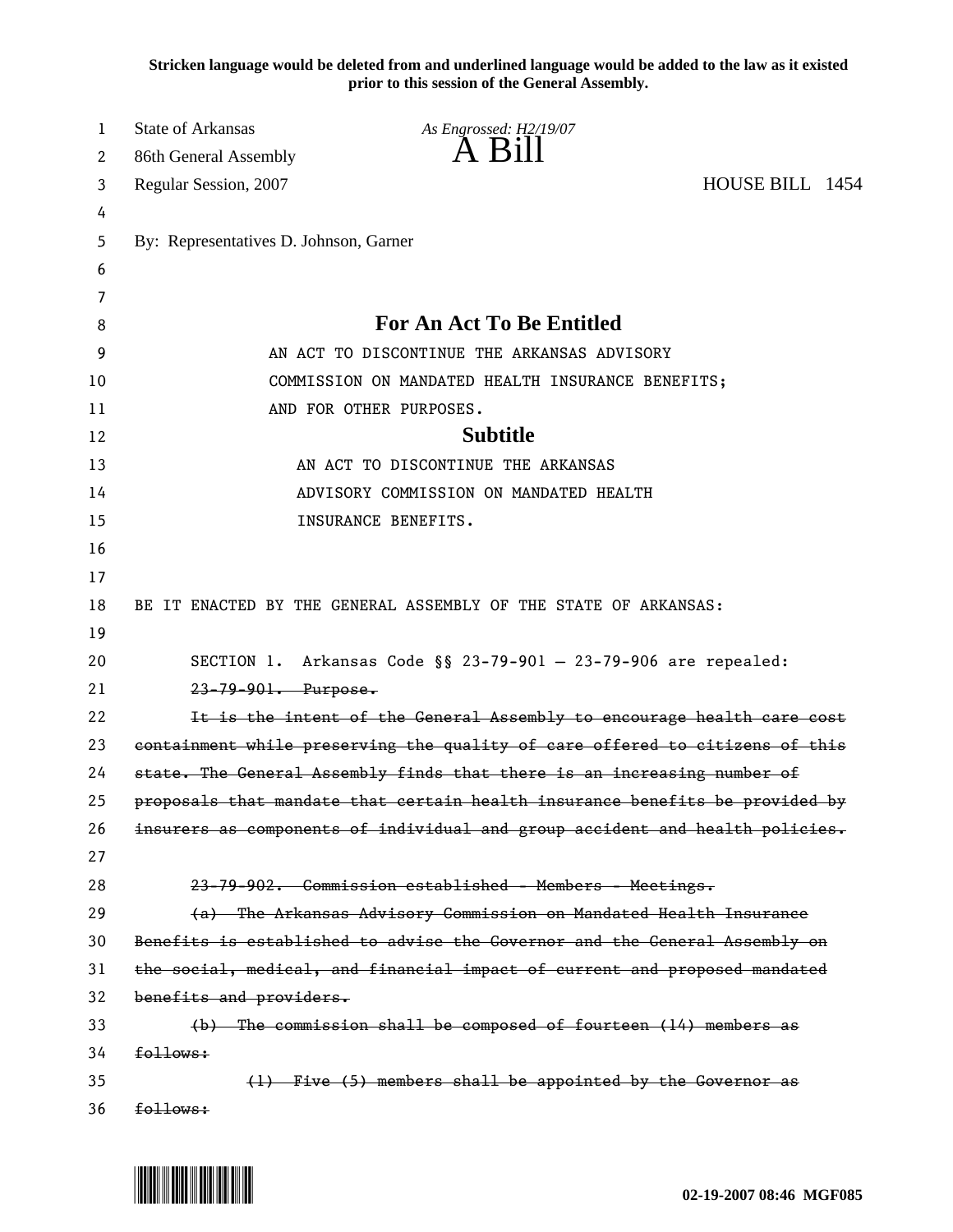**Stricken language would be deleted from and underlined language would be added to the law as it existed prior to this session of the General Assembly.**

State of Arkansas *As Engrossed: H2/19/07*
86th General Assembly **A Bill**
Regular Session, 2007 HOUSE BILL 1454

By: Representatives D. Johnson, Garner

## For An Act To Be Entitled

AN ACT TO DISCONTINUE THE ARKANSAS ADVISORY COMMISSION ON MANDATED HEALTH INSURANCE BENEFITS; AND FOR OTHER PURPOSES.

## Subtitle

AN ACT TO DISCONTINUE THE ARKANSAS ADVISORY COMMISSION ON MANDATED HEALTH INSURANCE BENEFITS.

BE IT ENACTED BY THE GENERAL ASSEMBLY OF THE STATE OF ARKANSAS:

SECTION 1. Arkansas Code §§ 23-79-901 – 23-79-906 are repealed:

~~23-79-901. Purpose.~~

~~It is the intent of the General Assembly to encourage health care cost containment while preserving the quality of care offered to citizens of this state. The General Assembly finds that there is an increasing number of proposals that mandate that certain health insurance benefits be provided by insurers as components of individual and group accident and health policies.~~

~~23-79-902. Commission established - Members - Meetings.~~

~~(a) The Arkansas Advisory Commission on Mandated Health Insurance Benefits is established to advise the Governor and the General Assembly on the social, medical, and financial impact of current and proposed mandated benefits and providers.~~

~~(b) The commission shall be composed of fourteen (14) members as follows:~~

~~(1) Five (5) members shall be appointed by the Governor as follows:~~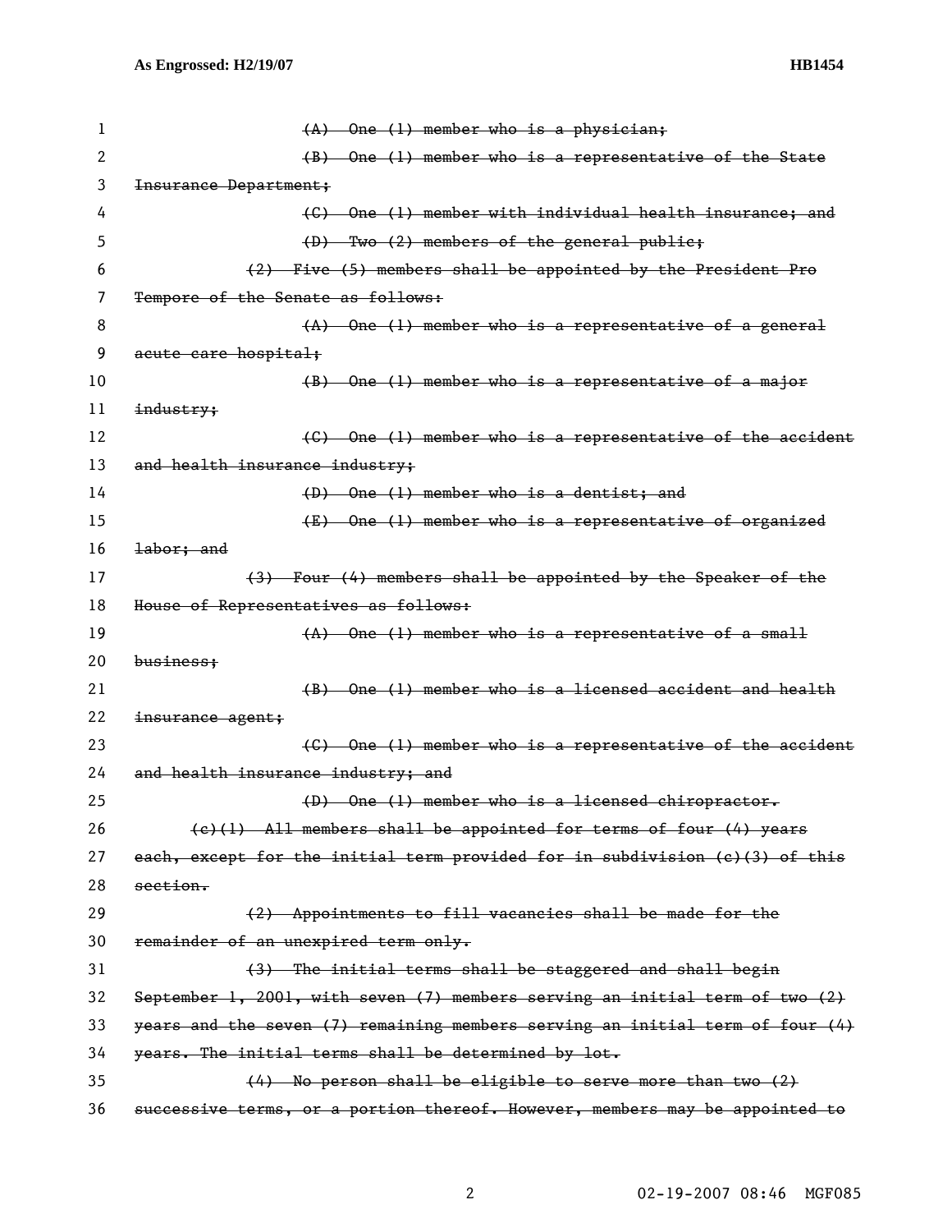~~(A) One (1) member who is a physician;~~

~~(B) One (1) member who is a representative of the State Insurance Department;~~

~~(C) One (1) member with individual health insurance; and~~

~~(D) Two (2) members of the general public;~~

~~(2) Five (5) members shall be appointed by the President Pro Tempore of the Senate as follows:~~

~~(A) One (1) member who is a representative of a general acute care hospital;~~

~~(B) One (1) member who is a representative of a major industry;~~

~~(C) One (1) member who is a representative of the accident and health insurance industry;~~

~~(D) One (1) member who is a dentist; and~~

~~(E) One (1) member who is a representative of organized labor; and~~

~~(3) Four (4) members shall be appointed by the Speaker of the House of Representatives as follows:~~

~~(A) One (1) member who is a representative of a small business;~~

~~(B) One (1) member who is a licensed accident and health insurance agent;~~

~~(C) One (1) member who is a representative of the accident and health insurance industry; and~~

~~(D) One (1) member who is a licensed chiropractor.~~

~~(c)(1) All members shall be appointed for terms of four (4) years each, except for the initial term provided for in subdivision (c)(3) of this section.~~

~~(2) Appointments to fill vacancies shall be made for the remainder of an unexpired term only.~~

~~(3) The initial terms shall be staggered and shall begin September 1, 2001, with seven (7) members serving an initial term of two (2) years and the seven (7) remaining members serving an initial term of four (4) years. The initial terms shall be determined by lot.~~

~~(4) No person shall be eligible to serve more than two (2) successive terms, or a portion thereof. However, members may be appointed to~~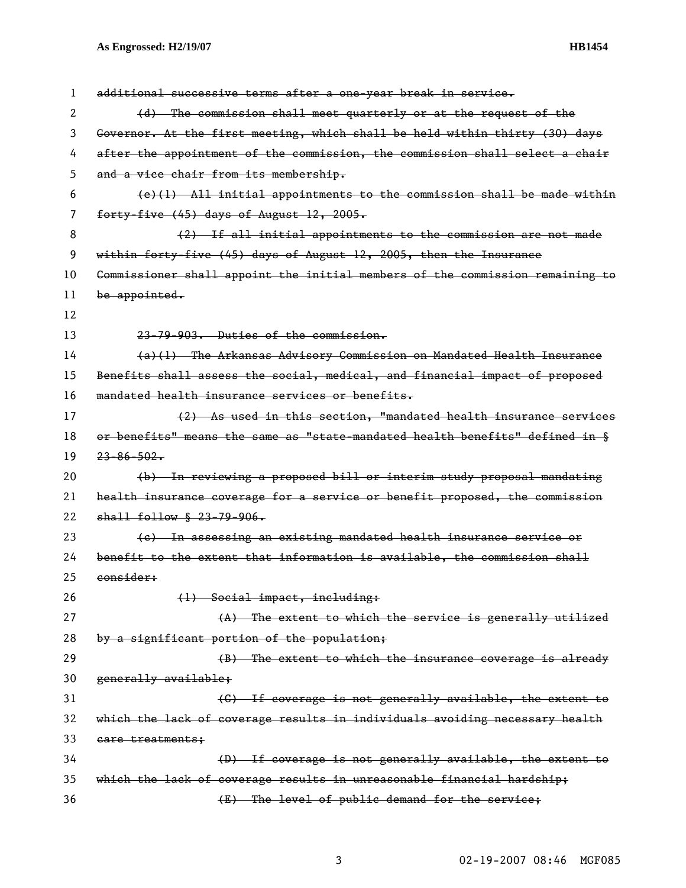~~additional successive terms after a one-year break in service.~~

~~(d) The commission shall meet quarterly or at the request of the Governor. At the first meeting, which shall be held within thirty (30) days after the appointment of the commission, the commission shall select a chair and a vice chair from its membership.~~

~~(e)(1) All initial appointments to the commission shall be made within forty-five (45) days of August 12, 2005.~~

~~(2) If all initial appointments to the commission are not made within forty-five (45) days of August 12, 2005, then the Insurance Commissioner shall appoint the initial members of the commission remaining to be appointed.~~

~~23-79-903. Duties of the commission.~~

~~(a)(1) The Arkansas Advisory Commission on Mandated Health Insurance Benefits shall assess the social, medical, and financial impact of proposed mandated health insurance services or benefits.~~

~~(2) As used in this section, "mandated health insurance services or benefits" means the same as "state-mandated health benefits" defined in § 23-86-502.~~

~~(b) In reviewing a proposed bill or interim study proposal mandating health insurance coverage for a service or benefit proposed, the commission shall follow § 23-79-906.~~

~~(c) In assessing an existing mandated health insurance service or benefit to the extent that information is available, the commission shall consider:~~

~~(1) Social impact, including:~~

~~(A) The extent to which the service is generally utilized by a significant portion of the population;~~

~~(B) The extent to which the insurance coverage is already generally available;~~

~~(C) If coverage is not generally available, the extent to which the lack of coverage results in individuals avoiding necessary health care treatments;~~

~~(D) If coverage is not generally available, the extent to which the lack of coverage results in unreasonable financial hardship;~~

~~(E) The level of public demand for the service;~~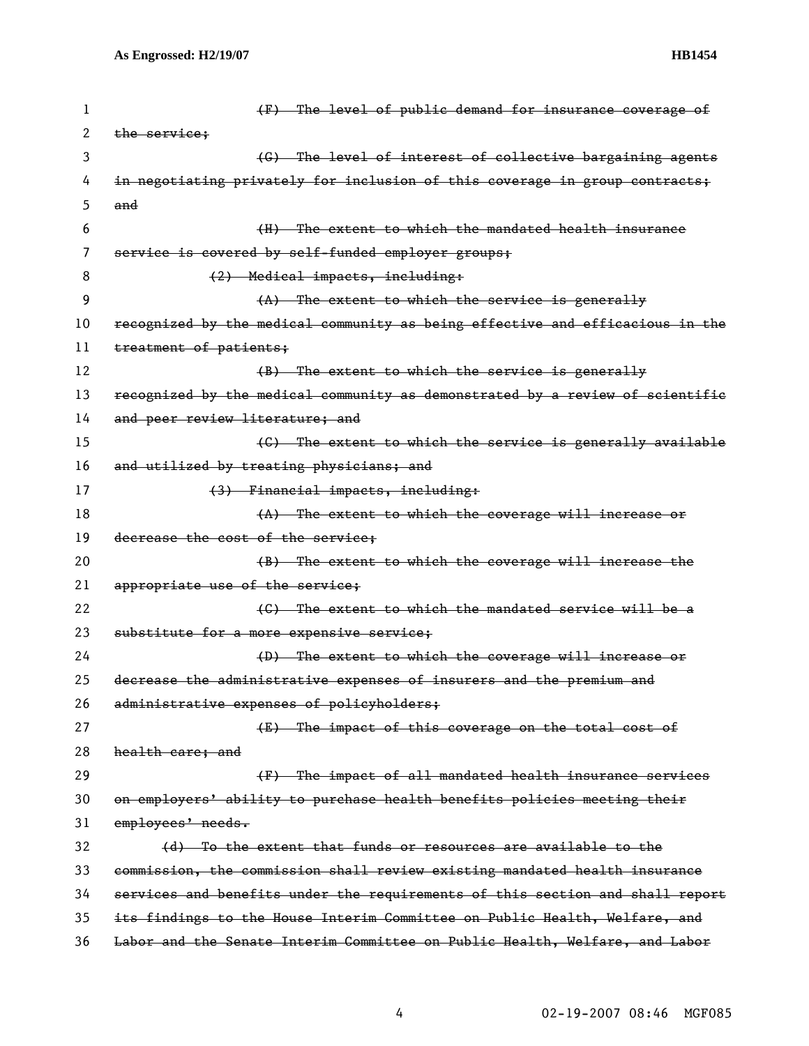~~(F) The level of public demand for insurance coverage of the service;~~

~~(G) The level of interest of collective bargaining agents in negotiating privately for inclusion of this coverage in group contracts; and~~

~~(H) The extent to which the mandated health insurance service is covered by self-funded employer groups;~~

~~(2) Medical impacts, including:~~

~~(A) The extent to which the service is generally recognized by the medical community as being effective and efficacious in the treatment of patients;~~

~~(B) The extent to which the service is generally recognized by the medical community as demonstrated by a review of scientific and peer review literature; and~~

~~(C) The extent to which the service is generally available and utilized by treating physicians; and~~

~~(3) Financial impacts, including:~~

~~(A) The extent to which the coverage will increase or decrease the cost of the service;~~

~~(B) The extent to which the coverage will increase the appropriate use of the service;~~

~~(C) The extent to which the mandated service will be a substitute for a more expensive service;~~

~~(D) The extent to which the coverage will increase or decrease the administrative expenses of insurers and the premium and administrative expenses of policyholders;~~

~~(E) The impact of this coverage on the total cost of health care; and~~

~~(F) The impact of all mandated health insurance services on employers' ability to purchase health benefits policies meeting their employees' needs.~~

~~(d) To the extent that funds or resources are available to the commission, the commission shall review existing mandated health insurance services and benefits under the requirements of this section and shall report its findings to the House Interim Committee on Public Health, Welfare, and Labor and the Senate Interim Committee on Public Health, Welfare, and Labor~~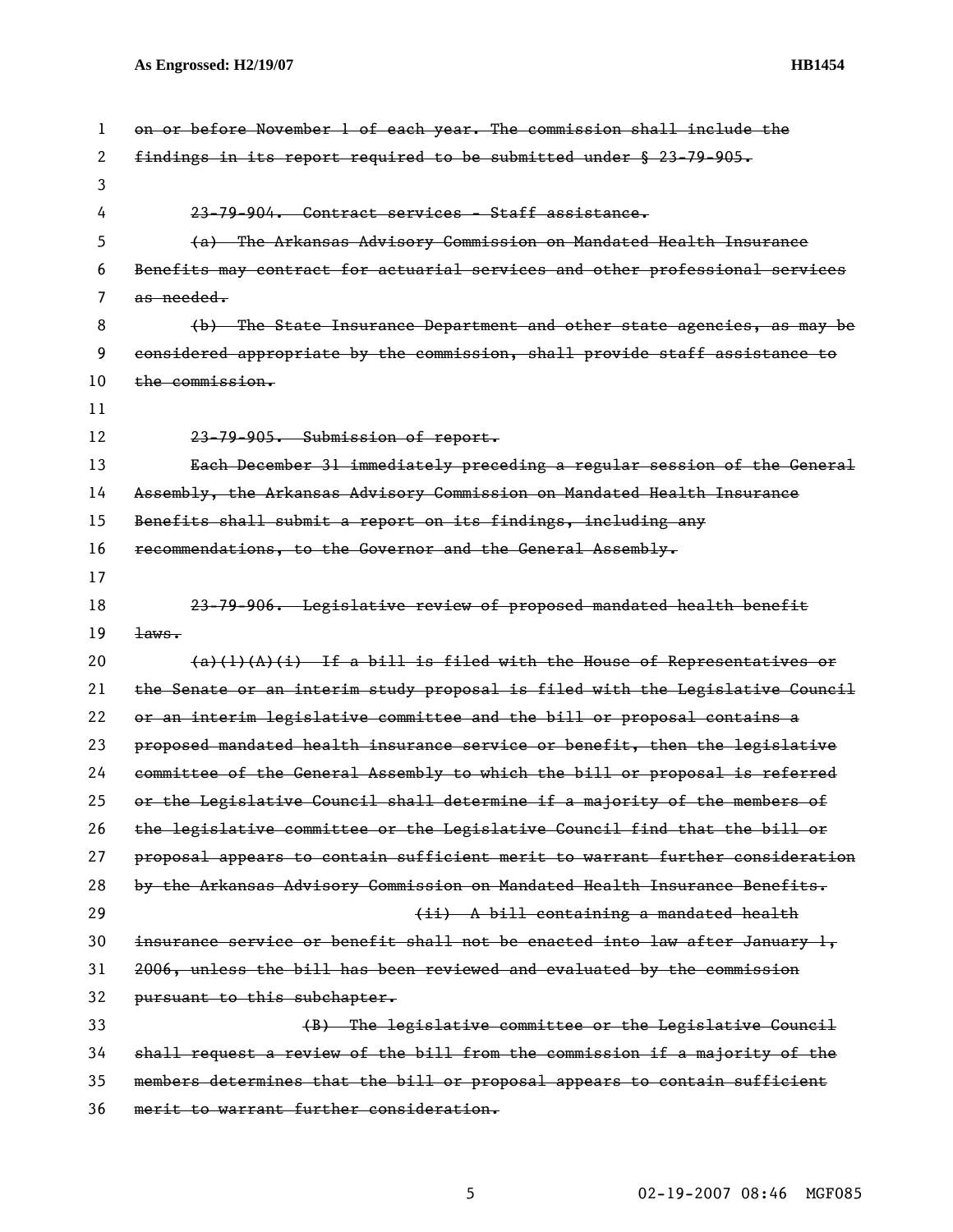~~on or before November 1 of each year. The commission shall include the findings in its report required to be submitted under § 23-79-905.~~

~~23-79-904. Contract services - Staff assistance.~~

~~(a) The Arkansas Advisory Commission on Mandated Health Insurance Benefits may contract for actuarial services and other professional services as needed.~~

~~(b) The State Insurance Department and other state agencies, as may be considered appropriate by the commission, shall provide staff assistance to the commission.~~

~~23-79-905. Submission of report.~~

~~Each December 31 immediately preceding a regular session of the General Assembly, the Arkansas Advisory Commission on Mandated Health Insurance Benefits shall submit a report on its findings, including any recommendations, to the Governor and the General Assembly.~~

~~23-79-906. Legislative review of proposed mandated health benefit laws.~~

~~(a)(1)(A)(i) If a bill is filed with the House of Representatives or the Senate or an interim study proposal is filed with the Legislative Council or an interim legislative committee and the bill or proposal contains a proposed mandated health insurance service or benefit, then the legislative committee of the General Assembly to which the bill or proposal is referred or the Legislative Council shall determine if a majority of the members of the legislative committee or the Legislative Council find that the bill or proposal appears to contain sufficient merit to warrant further consideration by the Arkansas Advisory Commission on Mandated Health Insurance Benefits.~~

~~(ii) A bill containing a mandated health insurance service or benefit shall not be enacted into law after January 1, 2006, unless the bill has been reviewed and evaluated by the commission pursuant to this subchapter.~~

~~(B) The legislative committee or the Legislative Council shall request a review of the bill from the commission if a majority of the members determines that the bill or proposal appears to contain sufficient merit to warrant further consideration.~~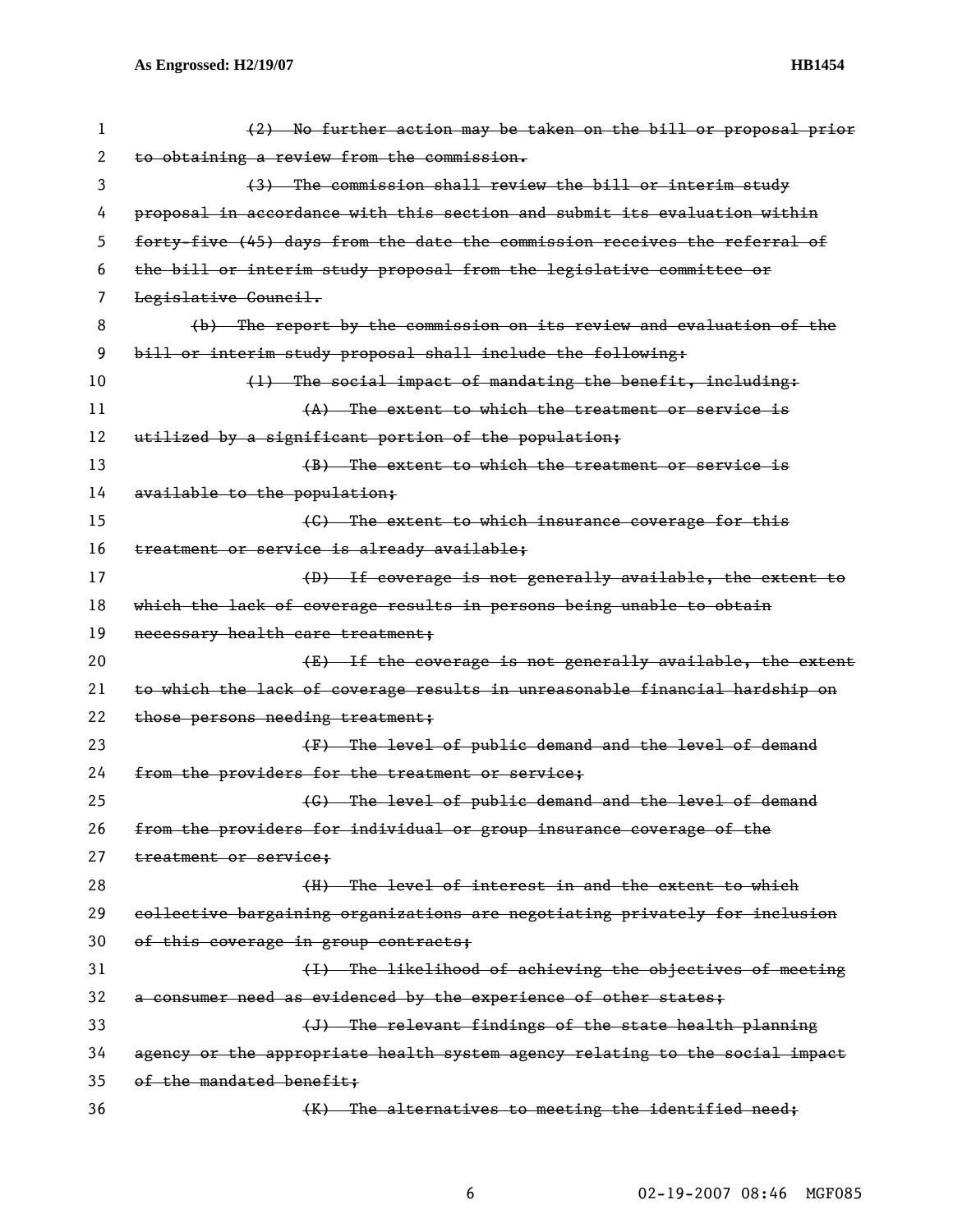~~(2) No further action may be taken on the bill or proposal prior to obtaining a review from the commission.~~

~~(3) The commission shall review the bill or interim study proposal in accordance with this section and submit its evaluation within forty-five (45) days from the date the commission receives the referral of the bill or interim study proposal from the legislative committee or Legislative Council.~~

~~(b) The report by the commission on its review and evaluation of the bill or interim study proposal shall include the following:~~

~~(1) The social impact of mandating the benefit, including:~~

~~(A) The extent to which the treatment or service is utilized by a significant portion of the population;~~

~~(B) The extent to which the treatment or service is available to the population;~~

~~(C) The extent to which insurance coverage for this treatment or service is already available;~~

~~(D) If coverage is not generally available, the extent to which the lack of coverage results in persons being unable to obtain necessary health care treatment;~~

~~(E) If the coverage is not generally available, the extent to which the lack of coverage results in unreasonable financial hardship on those persons needing treatment;~~

~~(F) The level of public demand and the level of demand from the providers for the treatment or service;~~

~~(G) The level of public demand and the level of demand from the providers for individual or group insurance coverage of the treatment or service;~~

~~(H) The level of interest in and the extent to which collective bargaining organizations are negotiating privately for inclusion of this coverage in group contracts;~~

~~(I) The likelihood of achieving the objectives of meeting a consumer need as evidenced by the experience of other states;~~

~~(J) The relevant findings of the state health planning agency or the appropriate health system agency relating to the social impact of the mandated benefit;~~

~~(K) The alternatives to meeting the identified need;~~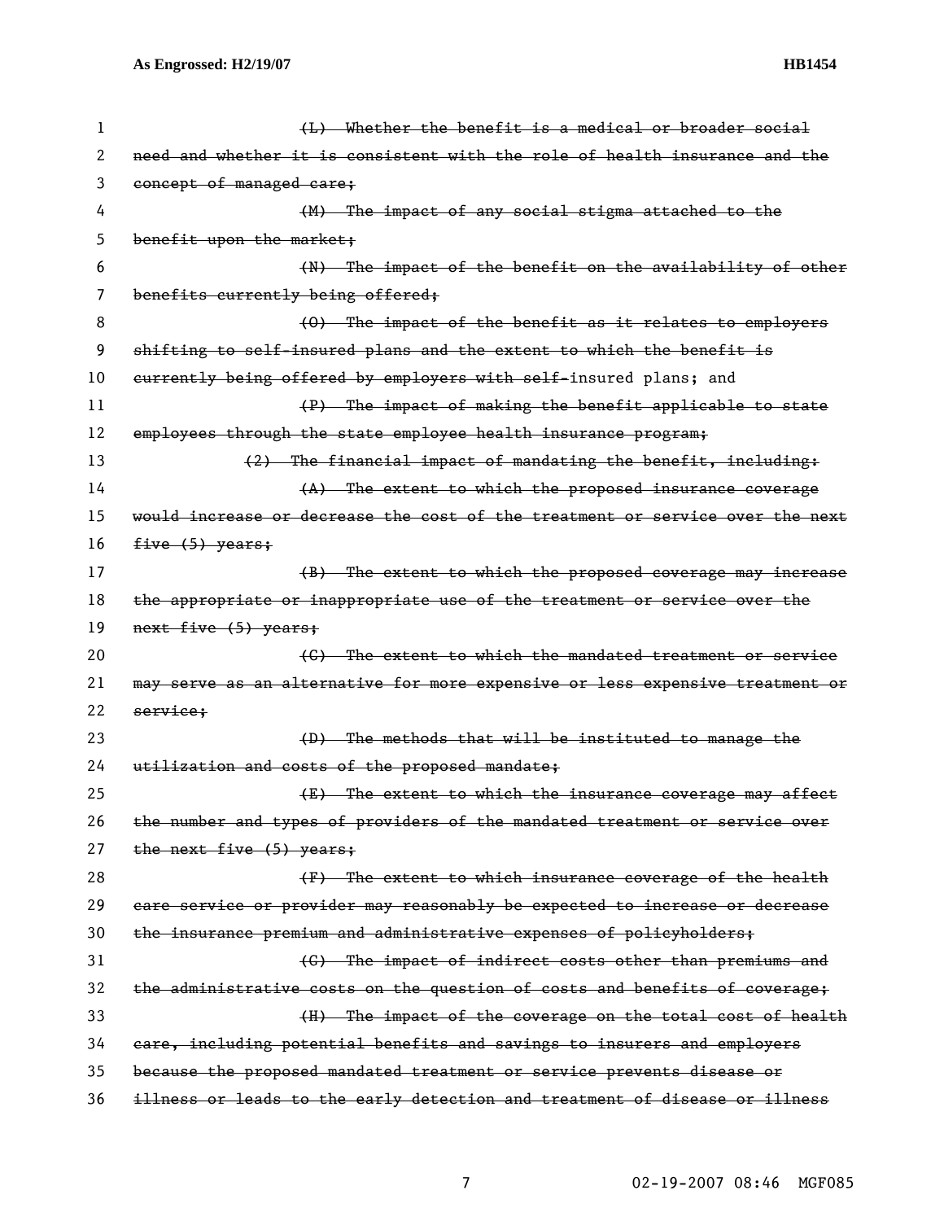~~(L) Whether the benefit is a medical or broader social need and whether it is consistent with the role of health insurance and the concept of managed care;~~

~~(M) The impact of any social stigma attached to the benefit upon the market;~~

~~(N) The impact of the benefit on the availability of other benefits currently being offered;~~

~~(O) The impact of the benefit as it relates to employers shifting to self-insured plans and the extent to which the benefit is currently being offered by employers with self-~~insured plans; and

~~(P) The impact of making the benefit applicable to state employees through the state employee health insurance program;~~

~~(2) The financial impact of mandating the benefit, including:~~

~~(A) The extent to which the proposed insurance coverage would increase or decrease the cost of the treatment or service over the next five (5) years;~~

~~(B) The extent to which the proposed coverage may increase the appropriate or inappropriate use of the treatment or service over the next five (5) years;~~

~~(C) The extent to which the mandated treatment or service may serve as an alternative for more expensive or less expensive treatment or service;~~

~~(D) The methods that will be instituted to manage the utilization and costs of the proposed mandate;~~

~~(E) The extent to which the insurance coverage may affect the number and types of providers of the mandated treatment or service over the next five (5) years;~~

~~(F) The extent to which insurance coverage of the health care service or provider may reasonably be expected to increase or decrease the insurance premium and administrative expenses of policyholders;~~

~~(G) The impact of indirect costs other than premiums and the administrative costs on the question of costs and benefits of coverage;~~

~~(H) The impact of the coverage on the total cost of health care, including potential benefits and savings to insurers and employers because the proposed mandated treatment or service prevents disease or illness or leads to the early detection and treatment of disease or illness~~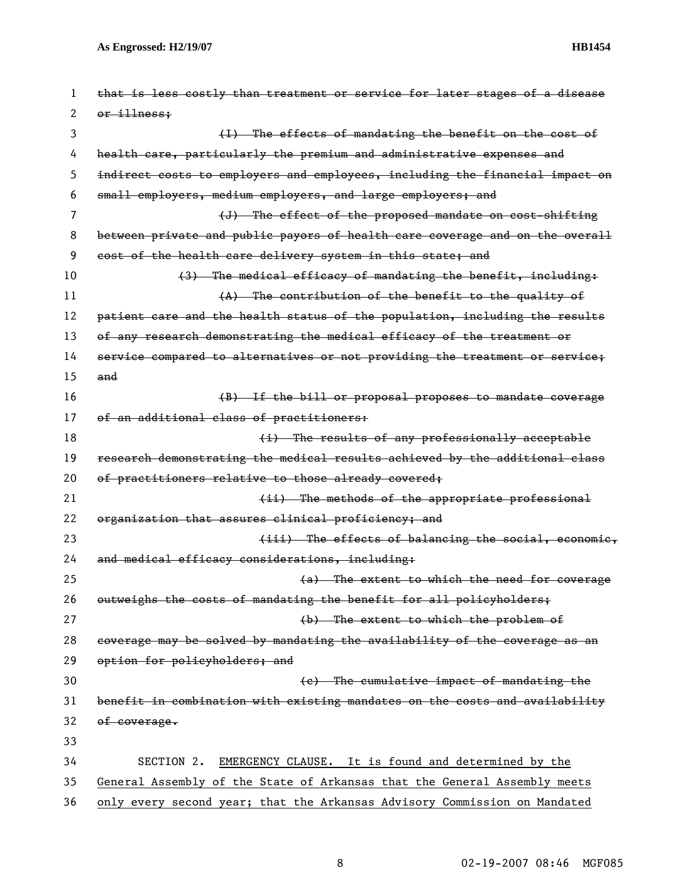~~that is less costly than treatment or service for later stages of a disease or illness;~~

~~(I) The effects of mandating the benefit on the cost of health care, particularly the premium and administrative expenses and indirect costs to employers and employees, including the financial impact on small employers, medium employers, and large employers; and~~

~~(J) The effect of the proposed mandate on cost-shifting between private and public payors of health care coverage and on the overall cost of the health care delivery system in this state; and~~

~~(3) The medical efficacy of mandating the benefit, including:~~

~~(A) The contribution of the benefit to the quality of patient care and the health status of the population, including the results of any research demonstrating the medical efficacy of the treatment or service compared to alternatives or not providing the treatment or service; and~~

~~(B) If the bill or proposal proposes to mandate coverage of an additional class of practitioners:~~

~~(i) The results of any professionally acceptable research demonstrating the medical results achieved by the additional class of practitioners relative to those already covered;~~

~~(ii) The methods of the appropriate professional organization that assures clinical proficiency; and~~

~~(iii) The effects of balancing the social, economic, and medical efficacy considerations, including:~~

~~(a) The extent to which the need for coverage outweighs the costs of mandating the benefit for all policyholders;~~

~~(b) The extent to which the problem of coverage may be solved by mandating the availability of the coverage as an option for policyholders; and~~

~~(c) The cumulative impact of mandating the benefit in combination with existing mandates on the costs and availability of coverage.~~

SECTION 2. <u>EMERGENCY CLAUSE. It is found and determined by the General Assembly of the State of Arkansas that the General Assembly meets only every second year; that the Arkansas Advisory Commission on Mandated</u>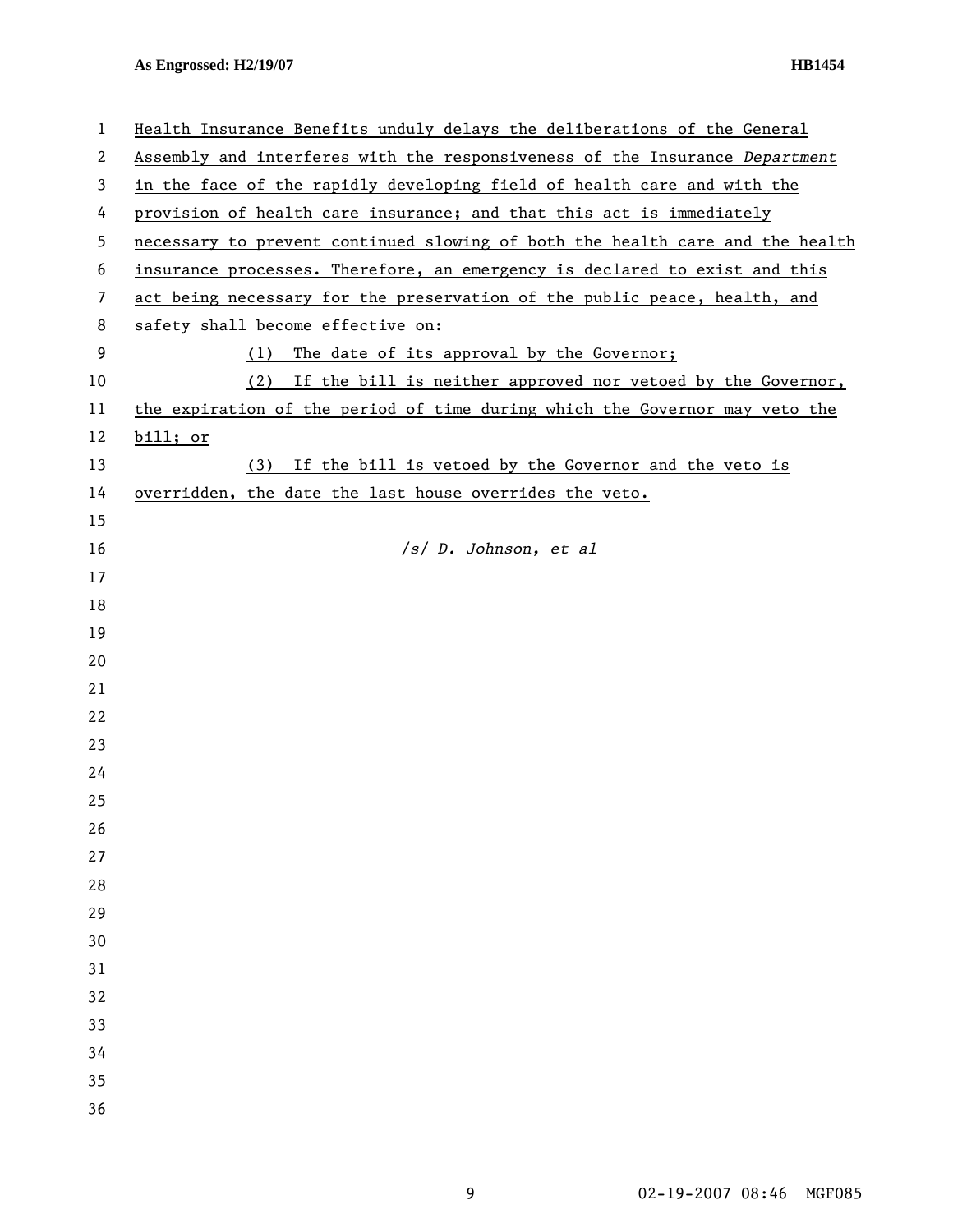Health Insurance Benefits unduly delays the deliberations of the General Assembly and interferes with the responsiveness of the Insurance *Department* in the face of the rapidly developing field of health care and with the provision of health care insurance; and that this act is immediately necessary to prevent continued slowing of both the health care and the health insurance processes. Therefore, an emergency is declared to exist and this act being necessary for the preservation of the public peace, health, and safety shall become effective on:

(1) The date of its approval by the Governor;

(2) If the bill is neither approved nor vetoed by the Governor, the expiration of the period of time during which the Governor may veto the bill; or

(3) If the bill is vetoed by the Governor and the veto is overridden, the date the last house overrides the veto.

*/s/ D. Johnson, et al*